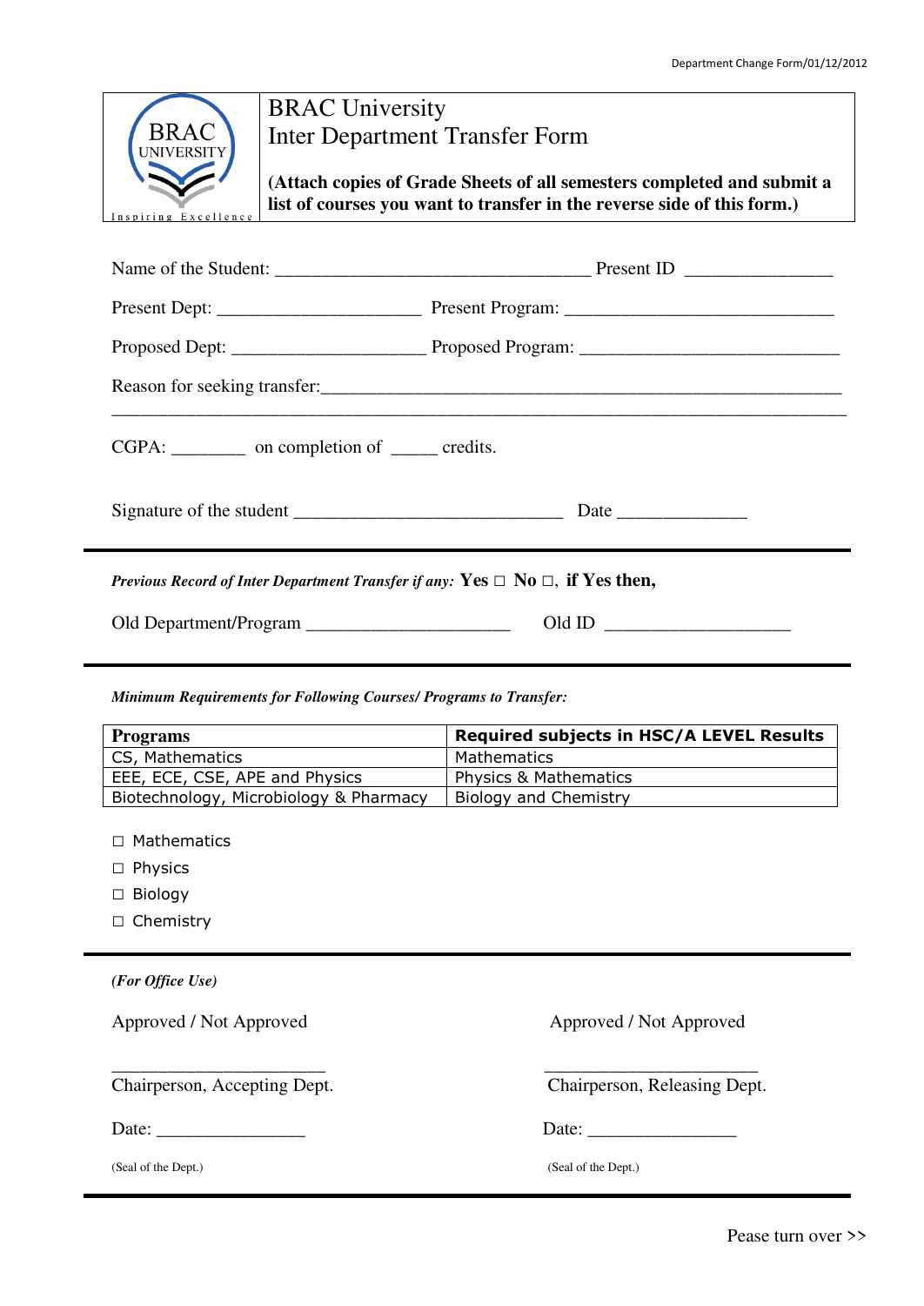BRAC UNIVERSITY
Inspiring Excellence

# BRAC University
## Inter Department Transfer Form

**(Attach copies of Grade Sheets of all semesters completed and submit a list of courses you want to transfer in the reverse side of this form.)**

Name of the Student: ________________________________ Present ID ______________

Present Dept: _____________________ Present Program: ____________________________

Proposed Dept: ____________________ Proposed Program: ___________________________

Reason for seeking transfer:________________________________________________________

_______________________________________________________________________________

CGPA: ________ on completion of _____ credits.

Signature of the student ____________________________ Date _____________

---

*Previous Record of Inter Department Transfer if any:* **Yes □ No □, if Yes then,**

Old Department/Program _____________________ Old ID ___________________

---

***Minimum Requirements for Following Courses/ Programs to Transfer:***

| **Programs** | **Required subjects in HSC/A LEVEL Results** |
|---|---|
| CS, Mathematics | Mathematics |
| EEE, ECE, CSE, APE and Physics | Physics & Mathematics |
| Biotechnology, Microbiology & Pharmacy | Biology and Chemistry |

□ Mathematics
□ Physics
□ Biology
□ Chemistry

---

***(For Office Use)***

Approved / Not Approved

______________________
Chairperson, Accepting Dept.

Date: ________________

(Seal of the Dept.)

Approved / Not Approved

______________________
Chairperson, Releasing Dept.

Date: ________________

(Seal of the Dept.)

---

Pease turn over >>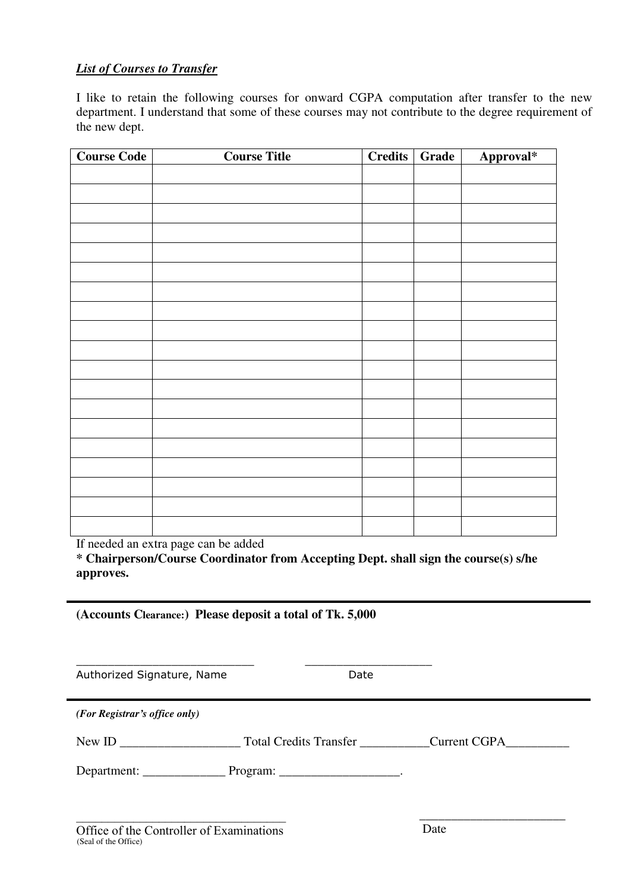***List of Courses to Transfer***

I like to retain the following courses for onward CGPA computation after transfer to the new department. I understand that some of these courses may not contribute to the degree requirement of the new dept.

| Course Code | Course Title | Credits | Grade | Approval* |
|---|---|---|---|---|
| | | | | |
| | | | | |
| | | | | |
| | | | | |
| | | | | |
| | | | | |
| | | | | |
| | | | | |
| | | | | |
| | | | | |
| | | | | |
| | | | | |
| | | | | |
| | | | | |
| | | | | |
| | | | | |
| | | | | |
| | | | | |
| | | | | |

If needed an extra page can be added

**\* Chairperson/Course Coordinator from Accepting Dept. shall sign the course(s) s/he approves.**

---

**(Accounts Clearance:) Please deposit a total of Tk. 5,000**

___________________________ ___________________

Authorized Signature, Name Date

---

***(For Registrar's office only)***

New ID __________________ Total Credits Transfer ___________Current CGPA__________

Department: _____________ Program: ___________________.

_________________________________ _______________________

Office of the Controller of Examinations Date

(Seal of the Office)